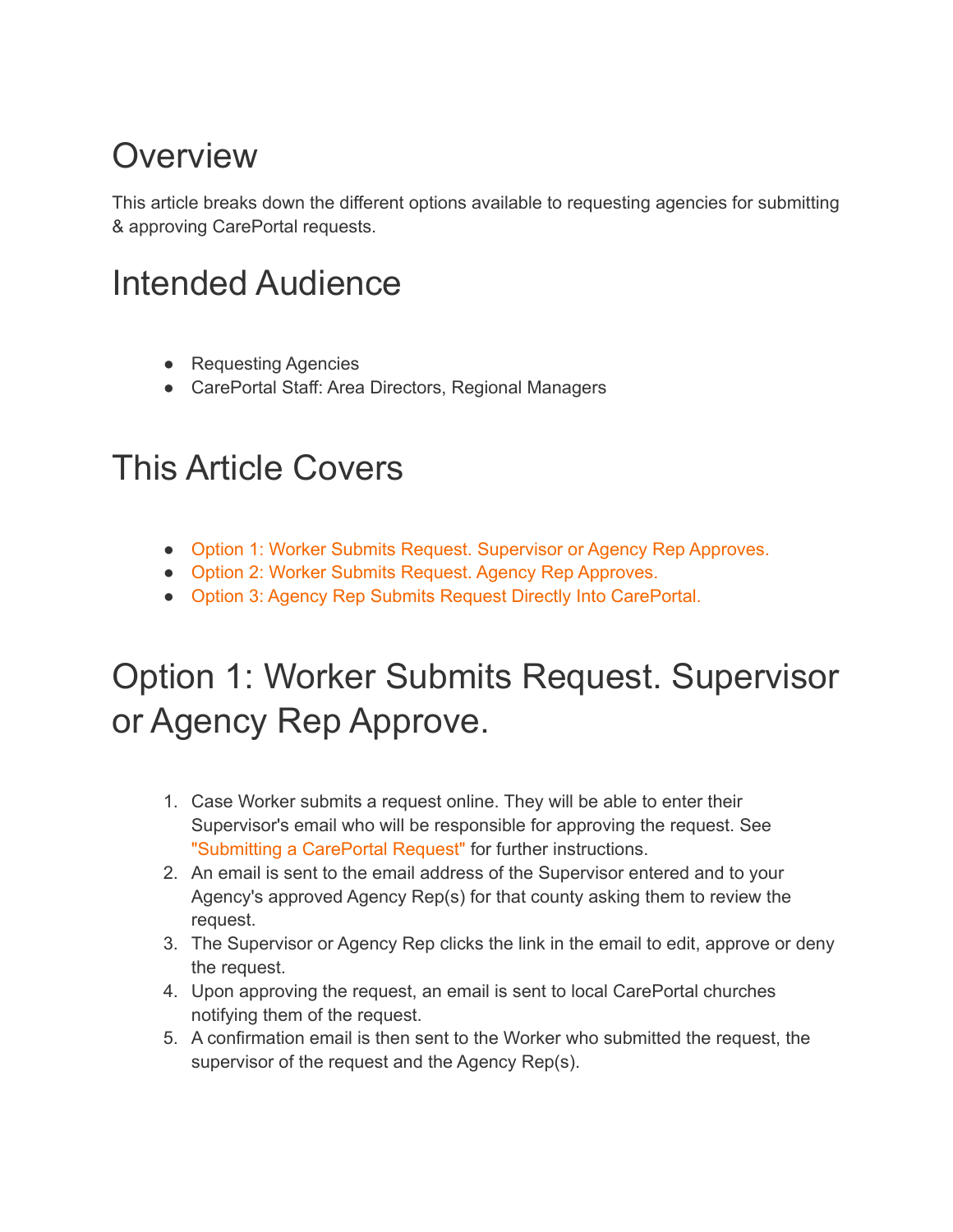# Overview

This article breaks down the different options available to requesting agencies for submitting & approving CarePortal requests.

# Intended Audience

- Requesting Agencies
- CarePortal Staff: Area Directors, Regional Managers

# This Article Covers

- Option 1: Worker Submits Request. Supervisor or Agency Rep Approves.
- Option 2: Worker Submits Request. Agency Rep Approves.
- Option 3: Agency Rep Submits Request Directly Into CarePortal.

# Option 1: Worker Submits Request. Supervisor or Agency Rep Approve.

1. Case Worker submits a request online. They will be able to enter their Supervisor's email who will be responsible for approving the request. See "Submitting a CarePortal Request" for further instructions.
2. An email is sent to the email address of the Supervisor entered and to your Agency's approved Agency Rep(s) for that county asking them to review the request.
3. The Supervisor or Agency Rep clicks the link in the email to edit, approve or deny the request.
4. Upon approving the request, an email is sent to local CarePortal churches notifying them of the request.
5. A confirmation email is then sent to the Worker who submitted the request, the supervisor of the request and the Agency Rep(s).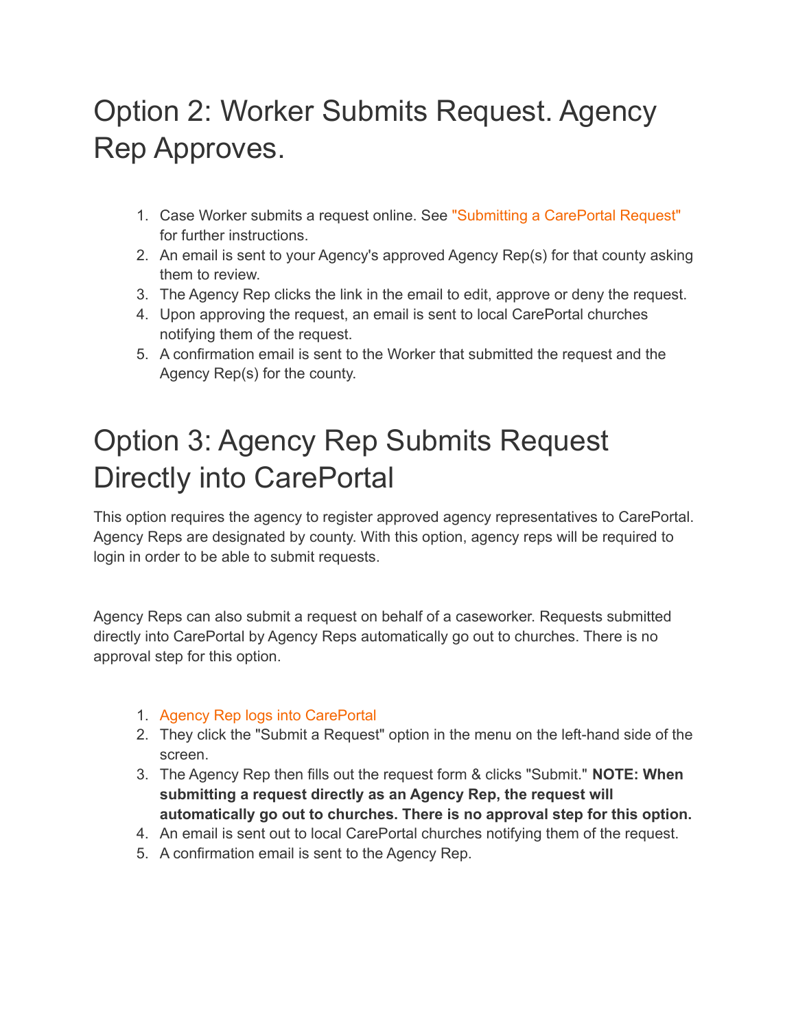# Option 2: Worker Submits Request. Agency Rep Approves.

1. Case Worker submits a request online. See "Submitting a CarePortal Request" for further instructions.
2. An email is sent to your Agency's approved Agency Rep(s) for that county asking them to review.
3. The Agency Rep clicks the link in the email to edit, approve or deny the request.
4. Upon approving the request, an email is sent to local CarePortal churches notifying them of the request.
5. A confirmation email is sent to the Worker that submitted the request and the Agency Rep(s) for the county.

# Option 3: Agency Rep Submits Request Directly into CarePortal

This option requires the agency to register approved agency representatives to CarePortal. Agency Reps are designated by county. With this option, agency reps will be required to login in order to be able to submit requests.

Agency Reps can also submit a request on behalf of a caseworker. Requests submitted directly into CarePortal by Agency Reps automatically go out to churches. There is no approval step for this option.

1. Agency Rep logs into CarePortal
2. They click the "Submit a Request" option in the menu on the left-hand side of the screen.
3. The Agency Rep then fills out the request form & clicks "Submit." **NOTE: When submitting a request directly as an Agency Rep, the request will automatically go out to churches. There is no approval step for this option.**
4. An email is sent out to local CarePortal churches notifying them of the request.
5. A confirmation email is sent to the Agency Rep.